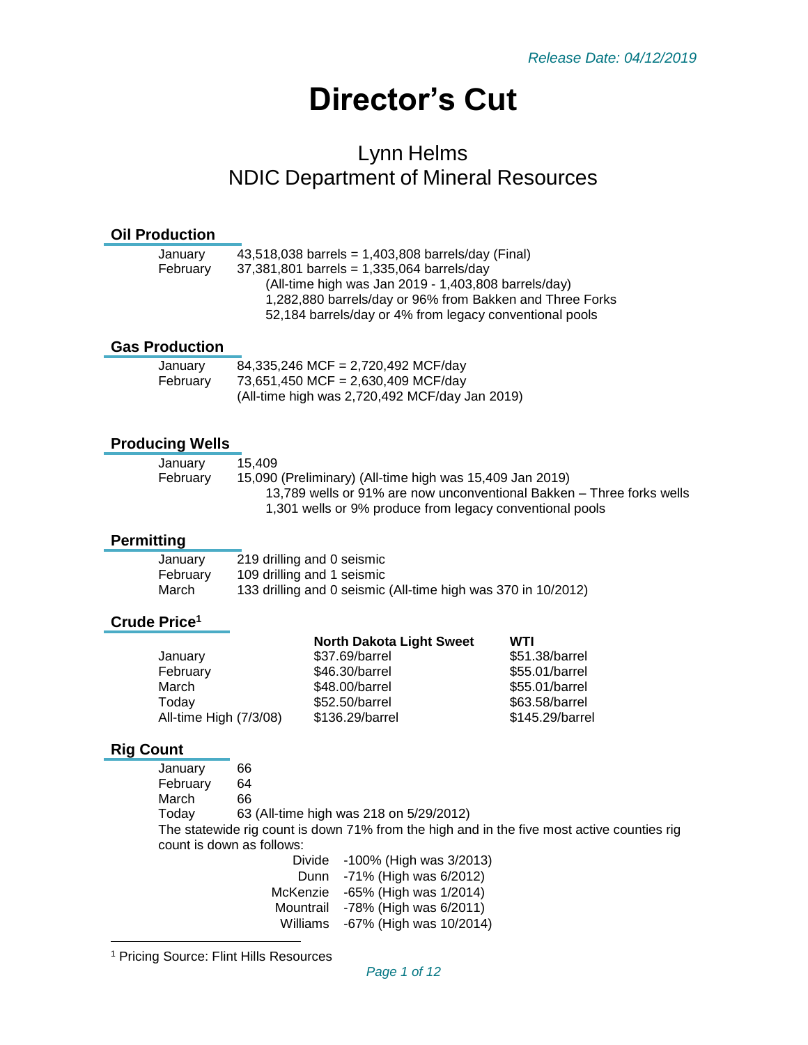*Release Date: 04/12/2019*

# Director's Cut

## Lynn Helms
## NDIC Department of Mineral Resources

### Oil Production

| | |
|---|---|
| January | 43,518,038 barrels = 1,403,808 barrels/day (Final) |
| February | 37,381,801 barrels = 1,335,064 barrels/day |

(All-time high was Jan 2019 - 1,403,808 barrels/day)
1,282,880 barrels/day or 96% from Bakken and Three Forks
52,184 barrels/day or 4% from legacy conventional pools

### Gas Production

| | |
|---|---|
| January | 84,335,246 MCF = 2,720,492 MCF/day |
| February | 73,651,450 MCF = 2,630,409 MCF/day |

(All-time high was 2,720,492 MCF/day Jan 2019)

### Producing Wells

| | |
|---|---|
| January | 15,409 |
| February | 15,090 (Preliminary) (All-time high was 15,409 Jan 2019) |

13,789 wells or 91% are now unconventional Bakken – Three forks wells
1,301 wells or 9% produce from legacy conventional pools

### Permitting

| | |
|---|---|
| January | 219 drilling and 0 seismic |
| February | 109 drilling and 1 seismic |
| March | 133 drilling and 0 seismic (All-time high was 370 in 10/2012) |

### Crude Price[1]

| | North Dakota Light Sweet | WTI |
|---|---|---|
| January | $37.69/barrel | $51.38/barrel |
| February | $46.30/barrel | $55.01/barrel |
| March | $48.00/barrel | $55.01/barrel |
| Today | $52.50/barrel | $63.58/barrel |
| All-time High (7/3/08) | $136.29/barrel | $145.29/barrel |

### Rig Count

| | |
|---|---|
| January | 66 |
| February | 64 |
| March | 66 |
| Today | 63 (All-time high was 218 on 5/29/2012) |

The statewide rig count is down 71% from the high and in the five most active counties rig count is down as follows:

| | |
|---|---|
| Divide | -100% (High was 3/2013) |
| Dunn | -71% (High was 6/2012) |
| McKenzie | -65% (High was 1/2014) |
| Mountrail | -78% (High was 6/2011) |
| Williams | -67% (High was 10/2014) |

[1] Pricing Source: Flint Hills Resources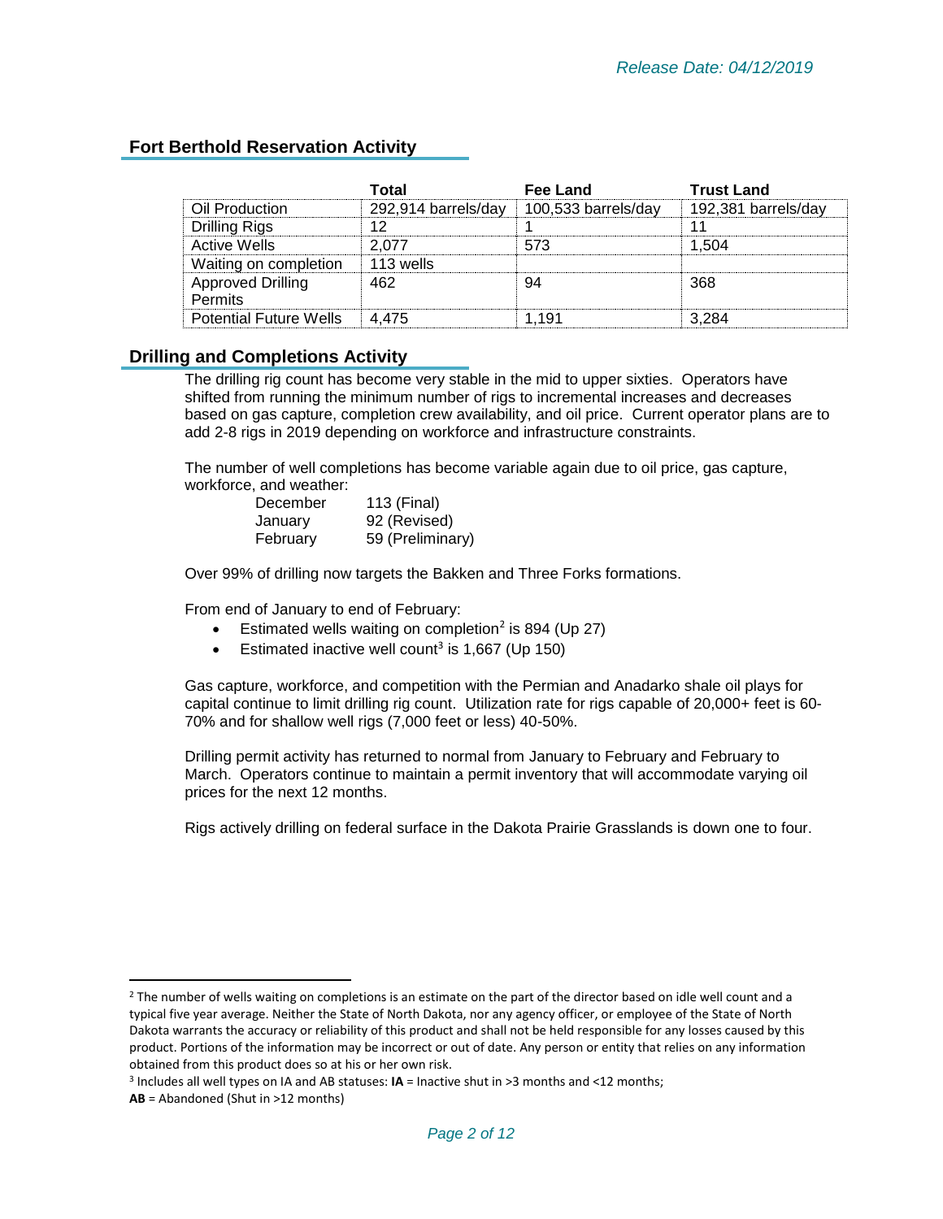Release Date: 04/12/2019

## Fort Berthold Reservation Activity

| | Total | Fee Land | Trust Land |
|---|---|---|---|
| Oil Production | 292,914 barrels/day | 100,533 barrels/day | 192,381 barrels/day |
| Drilling Rigs | 12 | 1 | 11 |
| Active Wells | 2,077 | 573 | 1,504 |
| Waiting on completion | 113 wells | | |
| Approved Drilling Permits | 462 | 94 | 368 |
| Potential Future Wells | 4,475 | 1,191 | 3,284 |

## Drilling and Completions Activity

The drilling rig count has become very stable in the mid to upper sixties. Operators have shifted from running the minimum number of rigs to incremental increases and decreases based on gas capture, completion crew availability, and oil price. Current operator plans are to add 2-8 rigs in 2019 depending on workforce and infrastructure constraints.

The number of well completions has become variable again due to oil price, gas capture, workforce, and weather:

| | |
|---|---|
| December | 113 (Final) |
| January | 92 (Revised) |
| February | 59 (Preliminary) |

Over 99% of drilling now targets the Bakken and Three Forks formations.

From end of January to end of February:

- Estimated wells waiting on completion[2] is 894 (Up 27)
- Estimated inactive well count[3] is 1,667 (Up 150)

Gas capture, workforce, and competition with the Permian and Anadarko shale oil plays for capital continue to limit drilling rig count. Utilization rate for rigs capable of 20,000+ feet is 60-70% and for shallow well rigs (7,000 feet or less) 40-50%.

Drilling permit activity has returned to normal from January to February and February to March. Operators continue to maintain a permit inventory that will accommodate varying oil prices for the next 12 months.

Rigs actively drilling on federal surface in the Dakota Prairie Grasslands is down one to four.

---

[2] The number of wells waiting on completions is an estimate on the part of the director based on idle well count and a typical five year average. Neither the State of North Dakota, nor any agency officer, or employee of the State of North Dakota warrants the accuracy or reliability of this product and shall not be held responsible for any losses caused by this product. Portions of the information may be incorrect or out of date. Any person or entity that relies on any information obtained from this product does so at his or her own risk.

[3] Includes all well types on IA and AB statuses: **IA** = Inactive shut in >3 months and <12 months; **AB** = Abandoned (Shut in >12 months)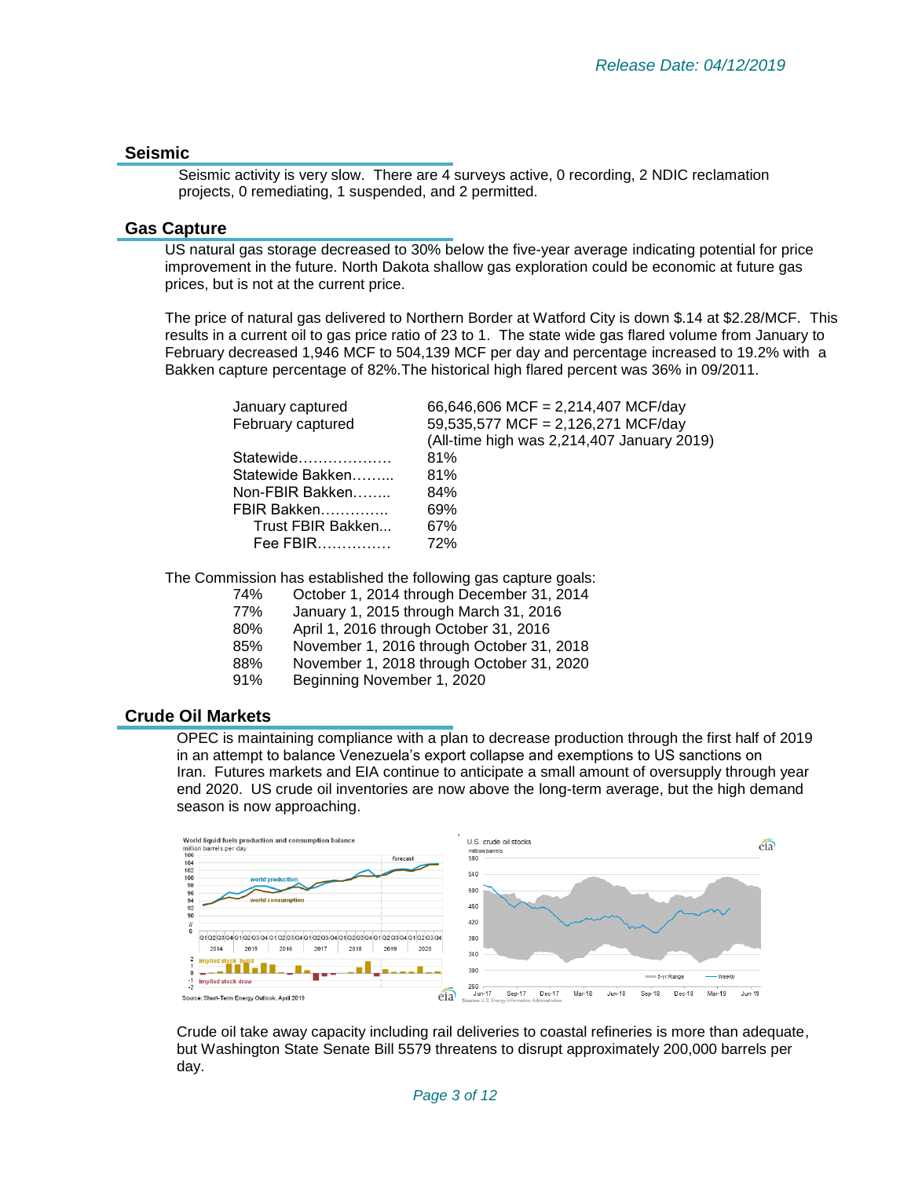*Release Date: 04/12/2019*

## Seismic

Seismic activity is very slow. There are 4 surveys active, 0 recording, 2 NDIC reclamation projects, 0 remediating, 1 suspended, and 2 permitted.

## Gas Capture

US natural gas storage decreased to 30% below the five-year average indicating potential for price improvement in the future. North Dakota shallow gas exploration could be economic at future gas prices, but is not at the current price.

The price of natural gas delivered to Northern Border at Watford City is down $.14 at $2.28/MCF. This results in a current oil to gas price ratio of 23 to 1. The state wide gas flared volume from January to February decreased 1,946 MCF to 504,139 MCF per day and percentage increased to 19.2% with a Bakken capture percentage of 82%.The historical high flared percent was 36% in 09/2011.

| | |
|---|---|
| January captured | 66,646,606 MCF = 2,214,407 MCF/day |
| February captured | 59,535,577 MCF = 2,126,271 MCF/day |
| | (All-time high was 2,214,407 January 2019) |
| Statewide………………. | 81% |
| Statewide Bakken…….... | 81% |
| Non-FBIR Bakken…….. | 84% |
| FBIR Bakken………….. | 69% |
| Trust FBIR Bakken... | 67% |
| Fee FBIR…………… | 72% |

The Commission has established the following gas capture goals:

| | |
|---|---|
| 74% | October 1, 2014 through December 31, 2014 |
| 77% | January 1, 2015 through March 31, 2016 |
| 80% | April 1, 2016 through October 31, 2016 |
| 85% | November 1, 2016 through October 31, 2018 |
| 88% | November 1, 2018 through October 31, 2020 |
| 91% | Beginning November 1, 2020 |

## Crude Oil Markets

OPEC is maintaining compliance with a plan to decrease production through the first half of 2019 in an attempt to balance Venezuela's export collapse and exemptions to US sanctions on Iran. Futures markets and EIA continue to anticipate a small amount of oversupply through year end 2020. US crude oil inventories are now above the long-term average, but the high demand season is now approaching.

Crude oil take away capacity including rail deliveries to coastal refineries is more than adequate, but Washington State Senate Bill 5579 threatens to disrupt approximately 200,000 barrels per day.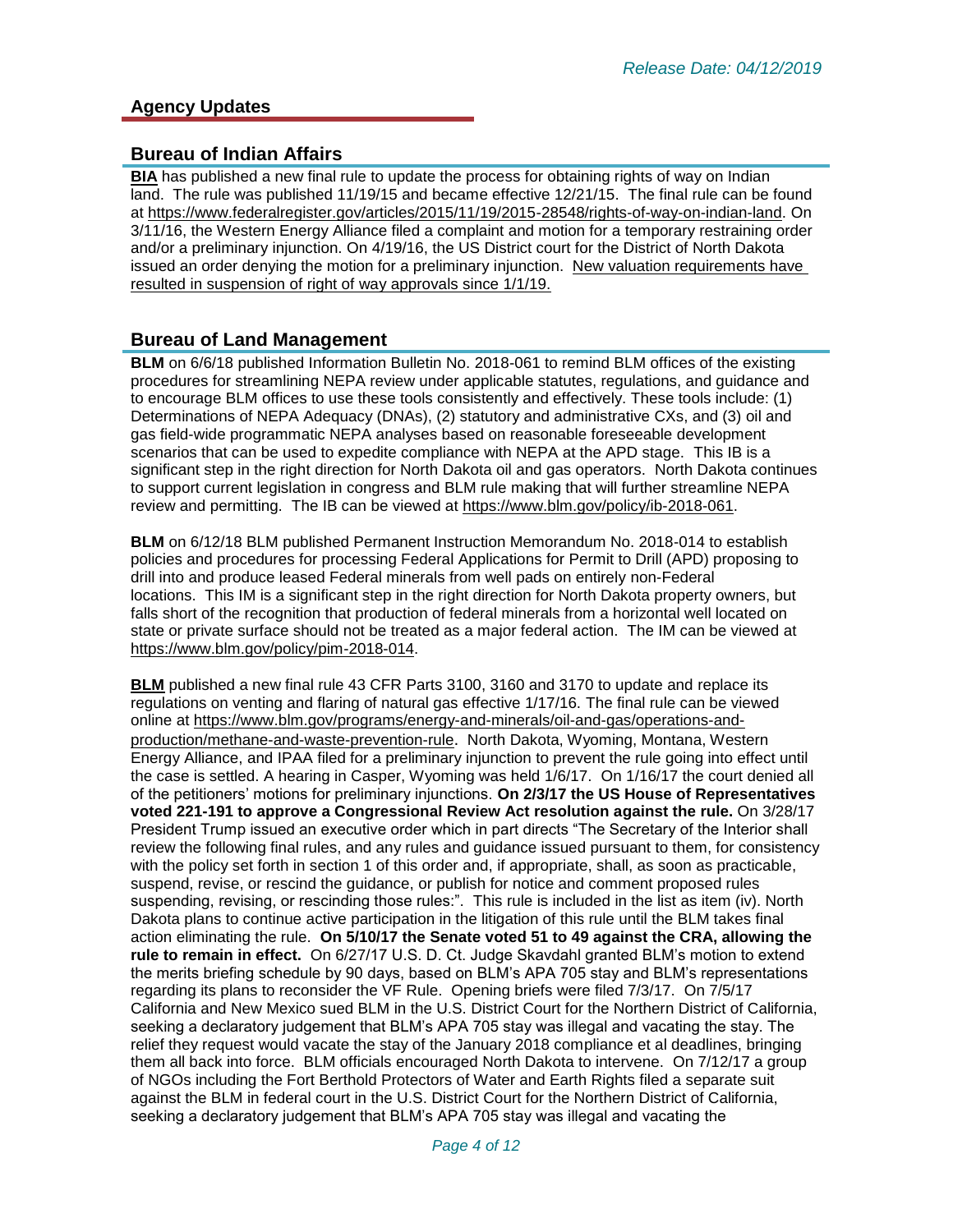*Release Date: 04/12/2019*

## Agency Updates

### Bureau of Indian Affairs

**BIA** has published a new final rule to update the process for obtaining rights of way on Indian land. The rule was published 11/19/15 and became effective 12/21/15. The final rule can be found at https://www.federalregister.gov/articles/2015/11/19/2015-28548/rights-of-way-on-indian-land. On 3/11/16, the Western Energy Alliance filed a complaint and motion for a temporary restraining order and/or a preliminary injunction. On 4/19/16, the US District court for the District of North Dakota issued an order denying the motion for a preliminary injunction. New valuation requirements have resulted in suspension of right of way approvals since 1/1/19.

### Bureau of Land Management

**BLM** on 6/6/18 published Information Bulletin No. 2018-061 to remind BLM offices of the existing procedures for streamlining NEPA review under applicable statutes, regulations, and guidance and to encourage BLM offices to use these tools consistently and effectively. These tools include: (1) Determinations of NEPA Adequacy (DNAs), (2) statutory and administrative CXs, and (3) oil and gas field-wide programmatic NEPA analyses based on reasonable foreseeable development scenarios that can be used to expedite compliance with NEPA at the APD stage. This IB is a significant step in the right direction for North Dakota oil and gas operators. North Dakota continues to support current legislation in congress and BLM rule making that will further streamline NEPA review and permitting. The IB can be viewed at https://www.blm.gov/policy/ib-2018-061.

**BLM** on 6/12/18 BLM published Permanent Instruction Memorandum No. 2018-014 to establish policies and procedures for processing Federal Applications for Permit to Drill (APD) proposing to drill into and produce leased Federal minerals from well pads on entirely non-Federal locations. This IM is a significant step in the right direction for North Dakota property owners, but falls short of the recognition that production of federal minerals from a horizontal well located on state or private surface should not be treated as a major federal action. The IM can be viewed at https://www.blm.gov/policy/pim-2018-014.

**BLM** published a new final rule 43 CFR Parts 3100, 3160 and 3170 to update and replace its regulations on venting and flaring of natural gas effective 1/17/16. The final rule can be viewed online at https://www.blm.gov/programs/energy-and-minerals/oil-and-gas/operations-and-production/methane-and-waste-prevention-rule. North Dakota, Wyoming, Montana, Western Energy Alliance, and IPAA filed for a preliminary injunction to prevent the rule going into effect until the case is settled. A hearing in Casper, Wyoming was held 1/6/17. On 1/16/17 the court denied all of the petitioners' motions for preliminary injunctions. **On 2/3/17 the US House of Representatives voted 221-191 to approve a Congressional Review Act resolution against the rule.** On 3/28/17 President Trump issued an executive order which in part directs "The Secretary of the Interior shall review the following final rules, and any rules and guidance issued pursuant to them, for consistency with the policy set forth in section 1 of this order and, if appropriate, shall, as soon as practicable, suspend, revise, or rescind the guidance, or publish for notice and comment proposed rules suspending, revising, or rescinding those rules:". This rule is included in the list as item (iv). North Dakota plans to continue active participation in the litigation of this rule until the BLM takes final action eliminating the rule. **On 5/10/17 the Senate voted 51 to 49 against the CRA, allowing the rule to remain in effect.** On 6/27/17 U.S. D. Ct. Judge Skavdahl granted BLM's motion to extend the merits briefing schedule by 90 days, based on BLM's APA 705 stay and BLM's representations regarding its plans to reconsider the VF Rule. Opening briefs were filed 7/3/17. On 7/5/17 California and New Mexico sued BLM in the U.S. District Court for the Northern District of California, seeking a declaratory judgement that BLM's APA 705 stay was illegal and vacating the stay. The relief they request would vacate the stay of the January 2018 compliance et al deadlines, bringing them all back into force. BLM officials encouraged North Dakota to intervene. On 7/12/17 a group of NGOs including the Fort Berthold Protectors of Water and Earth Rights filed a separate suit against the BLM in federal court in the U.S. District Court for the Northern District of California, seeking a declaratory judgement that BLM's APA 705 stay was illegal and vacating the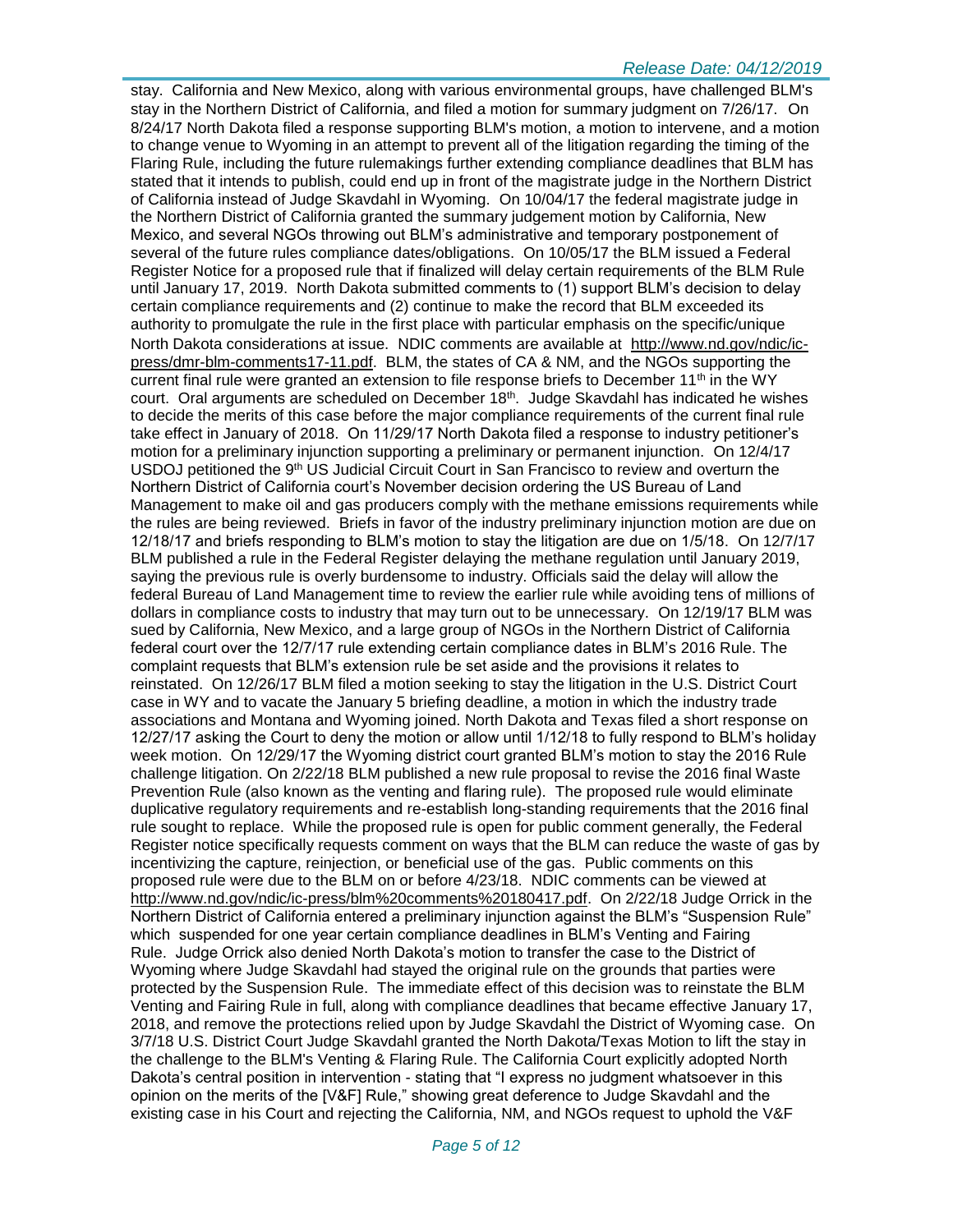stay. California and New Mexico, along with various environmental groups, have challenged BLM's stay in the Northern District of California, and filed a motion for summary judgment on 7/26/17. On 8/24/17 North Dakota filed a response supporting BLM's motion, a motion to intervene, and a motion to change venue to Wyoming in an attempt to prevent all of the litigation regarding the timing of the Flaring Rule, including the future rulemakings further extending compliance deadlines that BLM has stated that it intends to publish, could end up in front of the magistrate judge in the Northern District of California instead of Judge Skavdahl in Wyoming. On 10/04/17 the federal magistrate judge in the Northern District of California granted the summary judgement motion by California, New Mexico, and several NGOs throwing out BLM's administrative and temporary postponement of several of the future rules compliance dates/obligations. On 10/05/17 the BLM issued a Federal Register Notice for a proposed rule that if finalized will delay certain requirements of the BLM Rule until January 17, 2019. North Dakota submitted comments to (1) support BLM's decision to delay certain compliance requirements and (2) continue to make the record that BLM exceeded its authority to promulgate the rule in the first place with particular emphasis on the specific/unique North Dakota considerations at issue. NDIC comments are available at http://www.nd.gov/ndic/ic-press/dmr-blm-comments17-11.pdf. BLM, the states of CA & NM, and the NGOs supporting the current final rule were granted an extension to file response briefs to December 11th in the WY court. Oral arguments are scheduled on December 18th. Judge Skavdahl has indicated he wishes to decide the merits of this case before the major compliance requirements of the current final rule take effect in January of 2018. On 11/29/17 North Dakota filed a response to industry petitioner's motion for a preliminary injunction supporting a preliminary or permanent injunction. On 12/4/17 USDOJ petitioned the 9th US Judicial Circuit Court in San Francisco to review and overturn the Northern District of California court's November decision ordering the US Bureau of Land Management to make oil and gas producers comply with the methane emissions requirements while the rules are being reviewed. Briefs in favor of the industry preliminary injunction motion are due on 12/18/17 and briefs responding to BLM's motion to stay the litigation are due on 1/5/18. On 12/7/17 BLM published a rule in the Federal Register delaying the methane regulation until January 2019, saying the previous rule is overly burdensome to industry. Officials said the delay will allow the federal Bureau of Land Management time to review the earlier rule while avoiding tens of millions of dollars in compliance costs to industry that may turn out to be unnecessary. On 12/19/17 BLM was sued by California, New Mexico, and a large group of NGOs in the Northern District of California federal court over the 12/7/17 rule extending certain compliance dates in BLM's 2016 Rule. The complaint requests that BLM's extension rule be set aside and the provisions it relates to reinstated. On 12/26/17 BLM filed a motion seeking to stay the litigation in the U.S. District Court case in WY and to vacate the January 5 briefing deadline, a motion in which the industry trade associations and Montana and Wyoming joined. North Dakota and Texas filed a short response on 12/27/17 asking the Court to deny the motion or allow until 1/12/18 to fully respond to BLM's holiday week motion. On 12/29/17 the Wyoming district court granted BLM's motion to stay the 2016 Rule challenge litigation. On 2/22/18 BLM published a new rule proposal to revise the 2016 final Waste Prevention Rule (also known as the venting and flaring rule). The proposed rule would eliminate duplicative regulatory requirements and re-establish long-standing requirements that the 2016 final rule sought to replace. While the proposed rule is open for public comment generally, the Federal Register notice specifically requests comment on ways that the BLM can reduce the waste of gas by incentivizing the capture, reinjection, or beneficial use of the gas. Public comments on this proposed rule were due to the BLM on or before 4/23/18. NDIC comments can be viewed at http://www.nd.gov/ndic/ic-press/blm%20comments%20180417.pdf. On 2/22/18 Judge Orrick in the Northern District of California entered a preliminary injunction against the BLM's "Suspension Rule" which suspended for one year certain compliance deadlines in BLM's Venting and Fairing Rule. Judge Orrick also denied North Dakota's motion to transfer the case to the District of Wyoming where Judge Skavdahl had stayed the original rule on the grounds that parties were protected by the Suspension Rule. The immediate effect of this decision was to reinstate the BLM Venting and Fairing Rule in full, along with compliance deadlines that became effective January 17, 2018, and remove the protections relied upon by Judge Skavdahl the District of Wyoming case. On 3/7/18 U.S. District Court Judge Skavdahl granted the North Dakota/Texas Motion to lift the stay in the challenge to the BLM's Venting & Flaring Rule. The California Court explicitly adopted North Dakota's central position in intervention - stating that "I express no judgment whatsoever in this opinion on the merits of the [V&F] Rule," showing great deference to Judge Skavdahl and the existing case in his Court and rejecting the California, NM, and NGOs request to uphold the V&F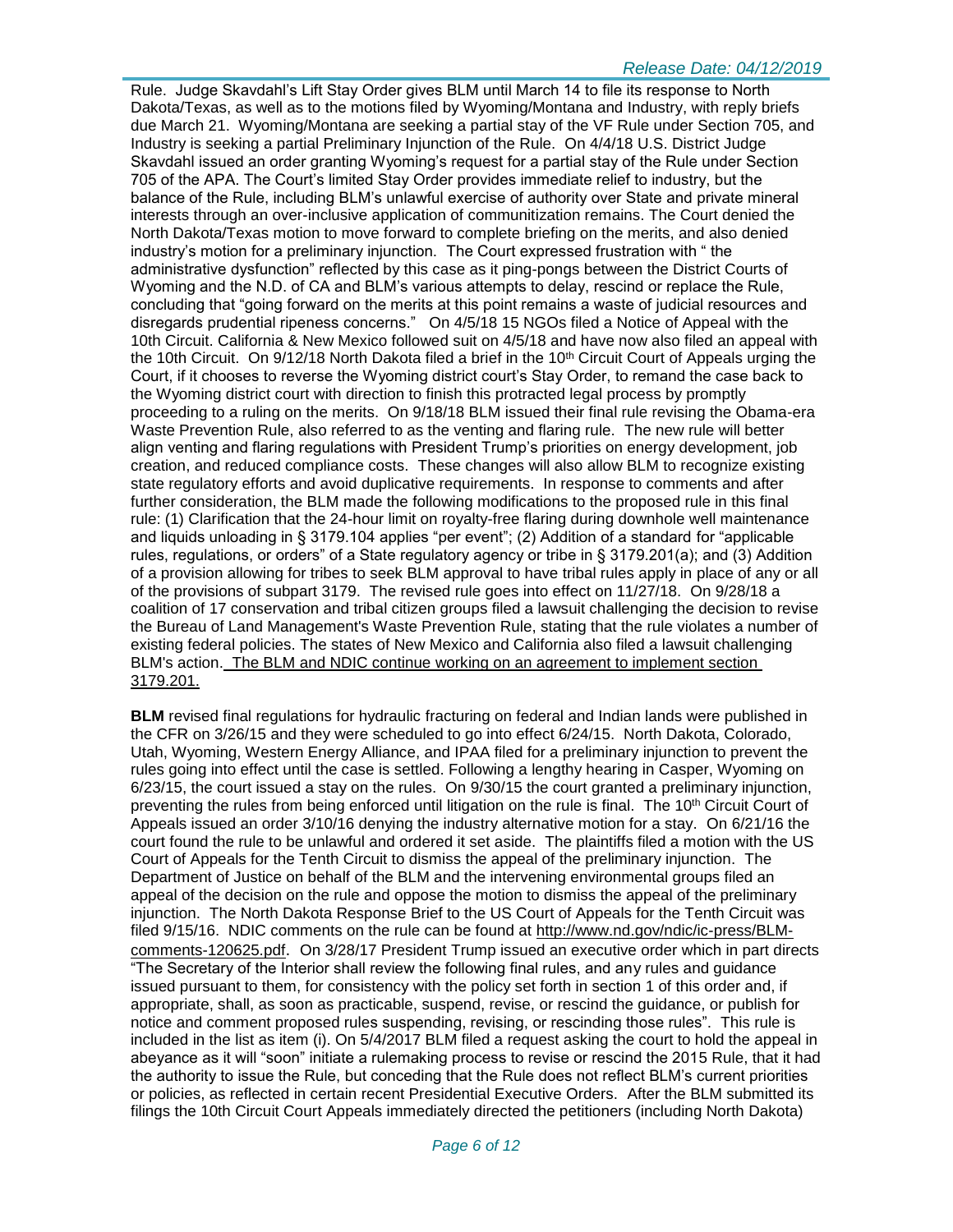Rule. Judge Skavdahl's Lift Stay Order gives BLM until March 14 to file its response to North Dakota/Texas, as well as to the motions filed by Wyoming/Montana and Industry, with reply briefs due March 21. Wyoming/Montana are seeking a partial stay of the VF Rule under Section 705, and Industry is seeking a partial Preliminary Injunction of the Rule. On 4/4/18 U.S. District Judge Skavdahl issued an order granting Wyoming's request for a partial stay of the Rule under Section 705 of the APA. The Court's limited Stay Order provides immediate relief to industry, but the balance of the Rule, including BLM's unlawful exercise of authority over State and private mineral interests through an over-inclusive application of communitization remains. The Court denied the North Dakota/Texas motion to move forward to complete briefing on the merits, and also denied industry's motion for a preliminary injunction. The Court expressed frustration with " the administrative dysfunction" reflected by this case as it ping-pongs between the District Courts of Wyoming and the N.D. of CA and BLM's various attempts to delay, rescind or replace the Rule, concluding that "going forward on the merits at this point remains a waste of judicial resources and disregards prudential ripeness concerns." On 4/5/18 15 NGOs filed a Notice of Appeal with the 10th Circuit. California & New Mexico followed suit on 4/5/18 and have now also filed an appeal with the 10th Circuit. On 9/12/18 North Dakota filed a brief in the 10th Circuit Court of Appeals urging the Court, if it chooses to reverse the Wyoming district court's Stay Order, to remand the case back to the Wyoming district court with direction to finish this protracted legal process by promptly proceeding to a ruling on the merits. On 9/18/18 BLM issued their final rule revising the Obama-era Waste Prevention Rule, also referred to as the venting and flaring rule. The new rule will better align venting and flaring regulations with President Trump's priorities on energy development, job creation, and reduced compliance costs. These changes will also allow BLM to recognize existing state regulatory efforts and avoid duplicative requirements. In response to comments and after further consideration, the BLM made the following modifications to the proposed rule in this final rule: (1) Clarification that the 24-hour limit on royalty-free flaring during downhole well maintenance and liquids unloading in § 3179.104 applies "per event"; (2) Addition of a standard for "applicable rules, regulations, or orders" of a State regulatory agency or tribe in § 3179.201(a); and (3) Addition of a provision allowing for tribes to seek BLM approval to have tribal rules apply in place of any or all of the provisions of subpart 3179. The revised rule goes into effect on 11/27/18. On 9/28/18 a coalition of 17 conservation and tribal citizen groups filed a lawsuit challenging the decision to revise the Bureau of Land Management's Waste Prevention Rule, stating that the rule violates a number of existing federal policies. The states of New Mexico and California also filed a lawsuit challenging BLM's action. <u>The BLM and NDIC continue working on an agreement to implement section 3179.201.</u>

**BLM** revised final regulations for hydraulic fracturing on federal and Indian lands were published in the CFR on 3/26/15 and they were scheduled to go into effect 6/24/15. North Dakota, Colorado, Utah, Wyoming, Western Energy Alliance, and IPAA filed for a preliminary injunction to prevent the rules going into effect until the case is settled. Following a lengthy hearing in Casper, Wyoming on 6/23/15, the court issued a stay on the rules. On 9/30/15 the court granted a preliminary injunction, preventing the rules from being enforced until litigation on the rule is final. The 10th Circuit Court of Appeals issued an order 3/10/16 denying the industry alternative motion for a stay. On 6/21/16 the court found the rule to be unlawful and ordered it set aside. The plaintiffs filed a motion with the US Court of Appeals for the Tenth Circuit to dismiss the appeal of the preliminary injunction. The Department of Justice on behalf of the BLM and the intervening environmental groups filed an appeal of the decision on the rule and oppose the motion to dismiss the appeal of the preliminary injunction. The North Dakota Response Brief to the US Court of Appeals for the Tenth Circuit was filed 9/15/16. NDIC comments on the rule can be found at http://www.nd.gov/ndic/ic-press/BLM-comments-120625.pdf. On 3/28/17 President Trump issued an executive order which in part directs "The Secretary of the Interior shall review the following final rules, and any rules and guidance issued pursuant to them, for consistency with the policy set forth in section 1 of this order and, if appropriate, shall, as soon as practicable, suspend, revise, or rescind the guidance, or publish for notice and comment proposed rules suspending, revising, or rescinding those rules". This rule is included in the list as item (i). On 5/4/2017 BLM filed a request asking the court to hold the appeal in abeyance as it will "soon" initiate a rulemaking process to revise or rescind the 2015 Rule, that it had the authority to issue the Rule, but conceding that the Rule does not reflect BLM's current priorities or policies, as reflected in certain recent Presidential Executive Orders. After the BLM submitted its filings the 10th Circuit Court Appeals immediately directed the petitioners (including North Dakota)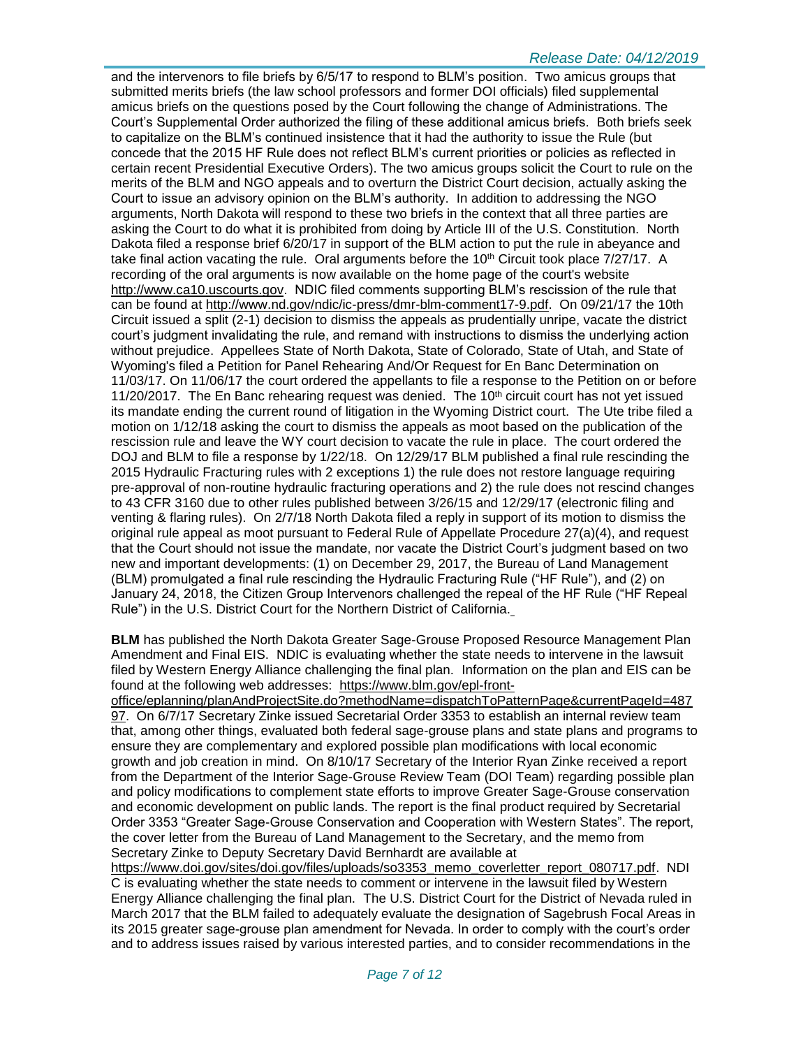and the intervenors to file briefs by 6/5/17 to respond to BLM's position. Two amicus groups that submitted merits briefs (the law school professors and former DOI officials) filed supplemental amicus briefs on the questions posed by the Court following the change of Administrations. The Court's Supplemental Order authorized the filing of these additional amicus briefs. Both briefs seek to capitalize on the BLM's continued insistence that it had the authority to issue the Rule (but concede that the 2015 HF Rule does not reflect BLM's current priorities or policies as reflected in certain recent Presidential Executive Orders). The two amicus groups solicit the Court to rule on the merits of the BLM and NGO appeals and to overturn the District Court decision, actually asking the Court to issue an advisory opinion on the BLM's authority. In addition to addressing the NGO arguments, North Dakota will respond to these two briefs in the context that all three parties are asking the Court to do what it is prohibited from doing by Article III of the U.S. Constitution. North Dakota filed a response brief 6/20/17 in support of the BLM action to put the rule in abeyance and take final action vacating the rule. Oral arguments before the 10th Circuit took place 7/27/17. A recording of the oral arguments is now available on the home page of the court's website http://www.ca10.uscourts.gov. NDIC filed comments supporting BLM's rescission of the rule that can be found at http://www.nd.gov/ndic/ic-press/dmr-blm-comment17-9.pdf. On 09/21/17 the 10th Circuit issued a split (2-1) decision to dismiss the appeals as prudentially unripe, vacate the district court's judgment invalidating the rule, and remand with instructions to dismiss the underlying action without prejudice. Appellees State of North Dakota, State of Colorado, State of Utah, and State of Wyoming's filed a Petition for Panel Rehearing And/Or Request for En Banc Determination on 11/03/17. On 11/06/17 the court ordered the appellants to file a response to the Petition on or before 11/20/2017. The En Banc rehearing request was denied. The 10th circuit court has not yet issued its mandate ending the current round of litigation in the Wyoming District court. The Ute tribe filed a motion on 1/12/18 asking the court to dismiss the appeals as moot based on the publication of the rescission rule and leave the WY court decision to vacate the rule in place. The court ordered the DOJ and BLM to file a response by 1/22/18. On 12/29/17 BLM published a final rule rescinding the 2015 Hydraulic Fracturing rules with 2 exceptions 1) the rule does not restore language requiring pre-approval of non-routine hydraulic fracturing operations and 2) the rule does not rescind changes to 43 CFR 3160 due to other rules published between 3/26/15 and 12/29/17 (electronic filing and venting & flaring rules). On 2/7/18 North Dakota filed a reply in support of its motion to dismiss the original rule appeal as moot pursuant to Federal Rule of Appellate Procedure 27(a)(4), and request that the Court should not issue the mandate, nor vacate the District Court's judgment based on two new and important developments: (1) on December 29, 2017, the Bureau of Land Management (BLM) promulgated a final rule rescinding the Hydraulic Fracturing Rule ("HF Rule"), and (2) on January 24, 2018, the Citizen Group Intervenors challenged the repeal of the HF Rule ("HF Repeal Rule") in the U.S. District Court for the Northern District of California.

**BLM** has published the North Dakota Greater Sage-Grouse Proposed Resource Management Plan Amendment and Final EIS. NDIC is evaluating whether the state needs to intervene in the lawsuit filed by Western Energy Alliance challenging the final plan. Information on the plan and EIS can be found at the following web addresses: https://www.blm.gov/epl-front-office/eplanning/planAndProjectSite.do?methodName=dispatchToPatternPage&currentPageId=48797. On 6/7/17 Secretary Zinke issued Secretarial Order 3353 to establish an internal review team that, among other things, evaluated both federal sage-grouse plans and state plans and programs to ensure they are complementary and explored possible plan modifications with local economic growth and job creation in mind. On 8/10/17 Secretary of the Interior Ryan Zinke received a report from the Department of the Interior Sage-Grouse Review Team (DOI Team) regarding possible plan and policy modifications to complement state efforts to improve Greater Sage-Grouse conservation and economic development on public lands. The report is the final product required by Secretarial Order 3353 "Greater Sage-Grouse Conservation and Cooperation with Western States". The report, the cover letter from the Bureau of Land Management to the Secretary, and the memo from Secretary Zinke to Deputy Secretary David Bernhardt are available at https://www.doi.gov/sites/doi.gov/files/uploads/so3353_memo_coverletter_report_080717.pdf. NDIC is evaluating whether the state needs to comment or intervene in the lawsuit filed by Western Energy Alliance challenging the final plan. The U.S. District Court for the District of Nevada ruled in March 2017 that the BLM failed to adequately evaluate the designation of Sagebrush Focal Areas in its 2015 greater sage-grouse plan amendment for Nevada. In order to comply with the court's order and to address issues raised by various interested parties, and to consider recommendations in the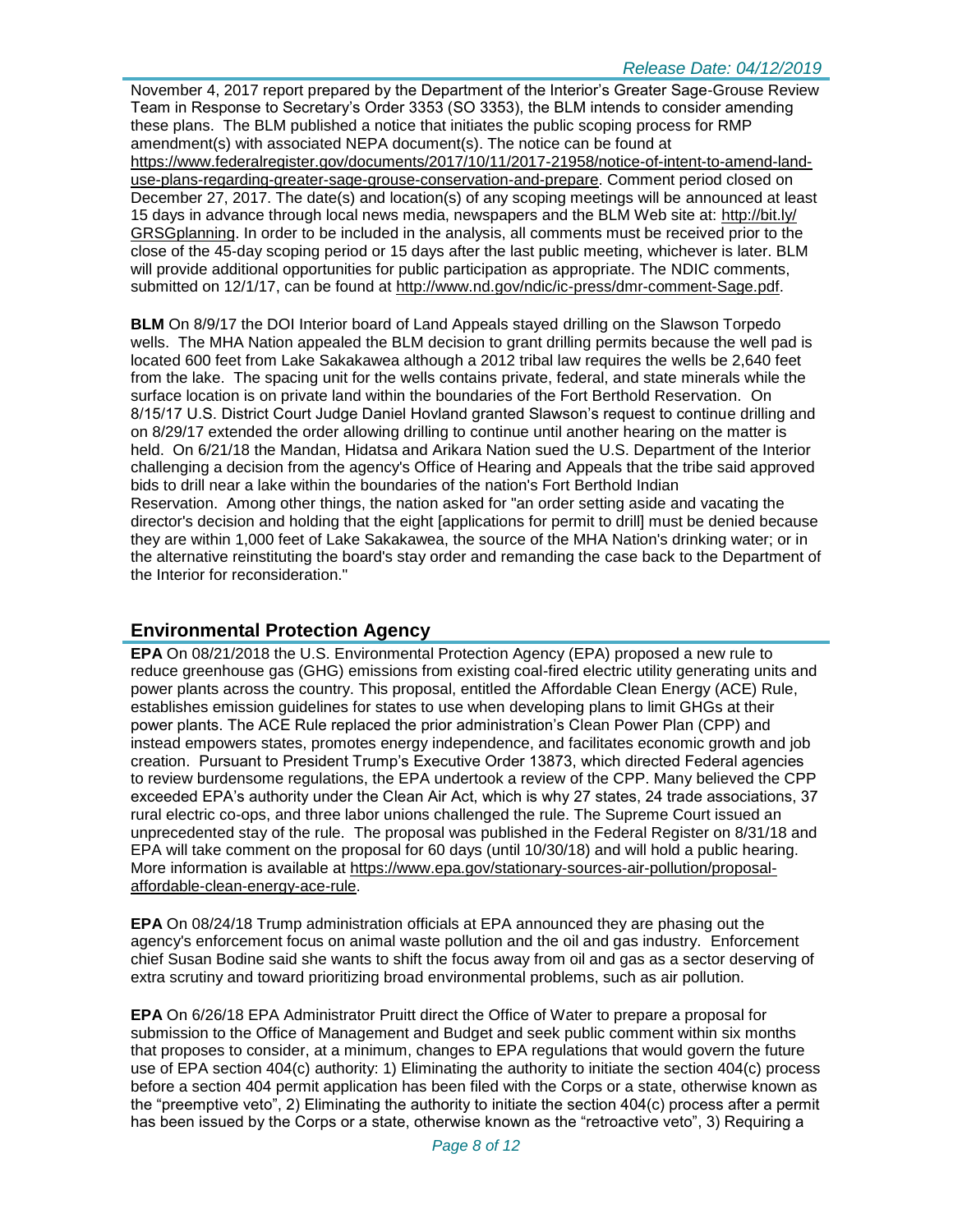November 4, 2017 report prepared by the Department of the Interior's Greater Sage-Grouse Review Team in Response to Secretary's Order 3353 (SO 3353), the BLM intends to consider amending these plans. The BLM published a notice that initiates the public scoping process for RMP amendment(s) with associated NEPA document(s). The notice can be found at https://www.federalregister.gov/documents/2017/10/11/2017-21958/notice-of-intent-to-amend-land-use-plans-regarding-greater-sage-grouse-conservation-and-prepare. Comment period closed on December 27, 2017. The date(s) and location(s) of any scoping meetings will be announced at least 15 days in advance through local news media, newspapers and the BLM Web site at: http://bit.ly/GRSGplanning. In order to be included in the analysis, all comments must be received prior to the close of the 45-day scoping period or 15 days after the last public meeting, whichever is later. BLM will provide additional opportunities for public participation as appropriate. The NDIC comments, submitted on 12/1/17, can be found at http://www.nd.gov/ndic/ic-press/dmr-comment-Sage.pdf.

**BLM** On 8/9/17 the DOI Interior board of Land Appeals stayed drilling on the Slawson Torpedo wells. The MHA Nation appealed the BLM decision to grant drilling permits because the well pad is located 600 feet from Lake Sakakawea although a 2012 tribal law requires the wells be 2,640 feet from the lake. The spacing unit for the wells contains private, federal, and state minerals while the surface location is on private land within the boundaries of the Fort Berthold Reservation. On 8/15/17 U.S. District Court Judge Daniel Hovland granted Slawson's request to continue drilling and on 8/29/17 extended the order allowing drilling to continue until another hearing on the matter is held. On 6/21/18 the Mandan, Hidatsa and Arikara Nation sued the U.S. Department of the Interior challenging a decision from the agency's Office of Hearing and Appeals that the tribe said approved bids to drill near a lake within the boundaries of the nation's Fort Berthold Indian Reservation. Among other things, the nation asked for "an order setting aside and vacating the director's decision and holding that the eight [applications for permit to drill] must be denied because they are within 1,000 feet of Lake Sakakawea, the source of the MHA Nation's drinking water; or in the alternative reinstituting the board's stay order and remanding the case back to the Department of the Interior for reconsideration."

## Environmental Protection Agency

**EPA** On 08/21/2018 the U.S. Environmental Protection Agency (EPA) proposed a new rule to reduce greenhouse gas (GHG) emissions from existing coal-fired electric utility generating units and power plants across the country. This proposal, entitled the Affordable Clean Energy (ACE) Rule, establishes emission guidelines for states to use when developing plans to limit GHGs at their power plants. The ACE Rule replaced the prior administration's Clean Power Plan (CPP) and instead empowers states, promotes energy independence, and facilitates economic growth and job creation. Pursuant to President Trump's Executive Order 13873, which directed Federal agencies to review burdensome regulations, the EPA undertook a review of the CPP. Many believed the CPP exceeded EPA's authority under the Clean Air Act, which is why 27 states, 24 trade associations, 37 rural electric co-ops, and three labor unions challenged the rule. The Supreme Court issued an unprecedented stay of the rule. The proposal was published in the Federal Register on 8/31/18 and EPA will take comment on the proposal for 60 days (until 10/30/18) and will hold a public hearing. More information is available at https://www.epa.gov/stationary-sources-air-pollution/proposal-affordable-clean-energy-ace-rule.

**EPA** On 08/24/18 Trump administration officials at EPA announced they are phasing out the agency's enforcement focus on animal waste pollution and the oil and gas industry. Enforcement chief Susan Bodine said she wants to shift the focus away from oil and gas as a sector deserving of extra scrutiny and toward prioritizing broad environmental problems, such as air pollution.

**EPA** On 6/26/18 EPA Administrator Pruitt direct the Office of Water to prepare a proposal for submission to the Office of Management and Budget and seek public comment within six months that proposes to consider, at a minimum, changes to EPA regulations that would govern the future use of EPA section 404(c) authority: 1) Eliminating the authority to initiate the section 404(c) process before a section 404 permit application has been filed with the Corps or a state, otherwise known as the "preemptive veto", 2) Eliminating the authority to initiate the section 404(c) process after a permit has been issued by the Corps or a state, otherwise known as the "retroactive veto", 3) Requiring a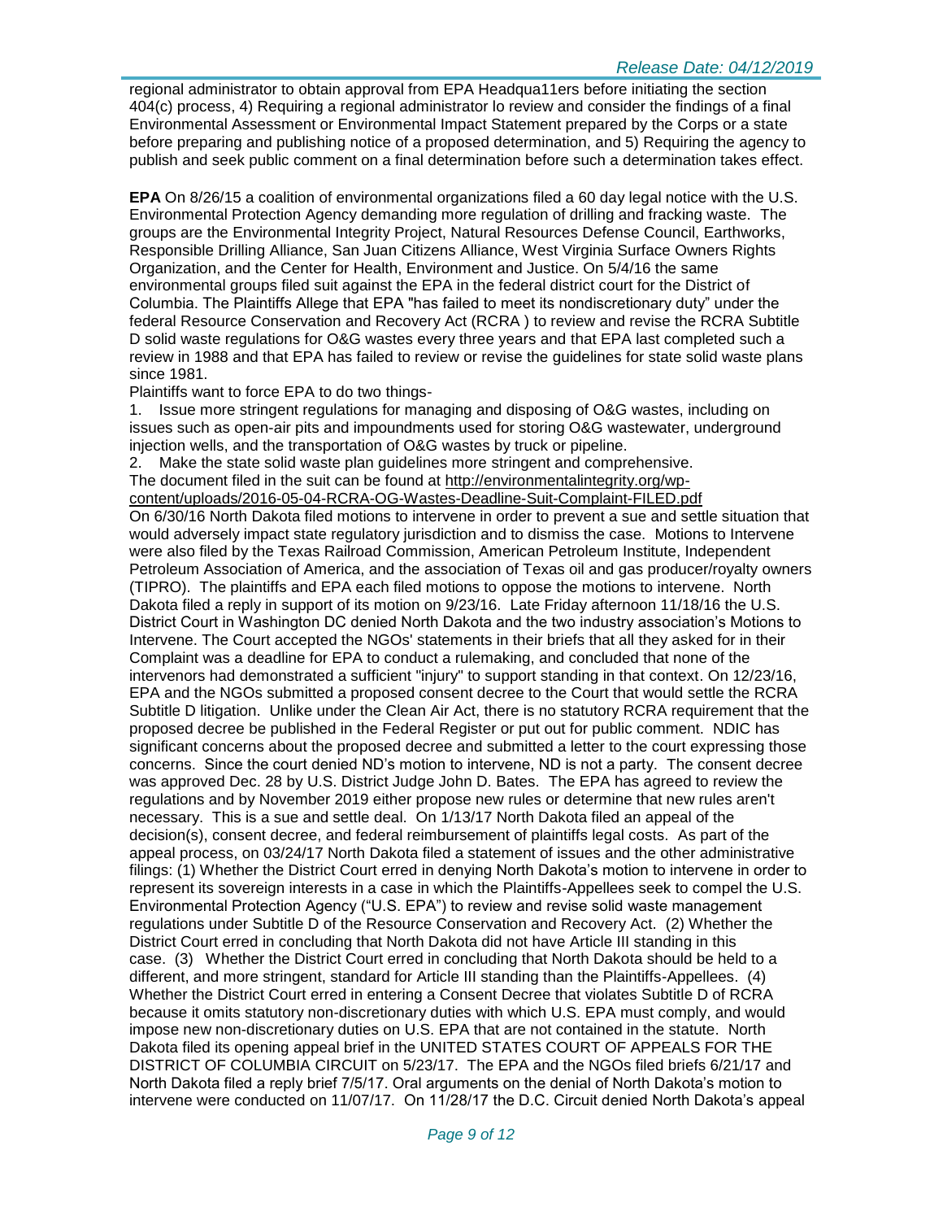regional administrator to obtain approval from EPA Headqua11ers before initiating the section 404(c) process, 4) Requiring a regional administrator lo review and consider the findings of a final Environmental Assessment or Environmental Impact Statement prepared by the Corps or a state before preparing and publishing notice of a proposed determination, and 5) Requiring the agency to publish and seek public comment on a final determination before such a determination takes effect.

**EPA** On 8/26/15 a coalition of environmental organizations filed a 60 day legal notice with the U.S. Environmental Protection Agency demanding more regulation of drilling and fracking waste. The groups are the Environmental Integrity Project, Natural Resources Defense Council, Earthworks, Responsible Drilling Alliance, San Juan Citizens Alliance, West Virginia Surface Owners Rights Organization, and the Center for Health, Environment and Justice. On 5/4/16 the same environmental groups filed suit against the EPA in the federal district court for the District of Columbia. The Plaintiffs Allege that EPA "has failed to meet its nondiscretionary duty" under the federal Resource Conservation and Recovery Act (RCRA ) to review and revise the RCRA Subtitle D solid waste regulations for O&G wastes every three years and that EPA last completed such a review in 1988 and that EPA has failed to review or revise the guidelines for state solid waste plans since 1981.

Plaintiffs want to force EPA to do two things-

1. Issue more stringent regulations for managing and disposing of O&G wastes, including on issues such as open-air pits and impoundments used for storing O&G wastewater, underground injection wells, and the transportation of O&G wastes by truck or pipeline.
2. Make the state solid waste plan guidelines more stringent and comprehensive.

The document filed in the suit can be found at http://environmentalintegrity.org/wp-content/uploads/2016-05-04-RCRA-OG-Wastes-Deadline-Suit-Complaint-FILED.pdf

On 6/30/16 North Dakota filed motions to intervene in order to prevent a sue and settle situation that would adversely impact state regulatory jurisdiction and to dismiss the case. Motions to Intervene were also filed by the Texas Railroad Commission, American Petroleum Institute, Independent Petroleum Association of America, and the association of Texas oil and gas producer/royalty owners (TIPRO). The plaintiffs and EPA each filed motions to oppose the motions to intervene. North Dakota filed a reply in support of its motion on 9/23/16. Late Friday afternoon 11/18/16 the U.S. District Court in Washington DC denied North Dakota and the two industry association's Motions to Intervene. The Court accepted the NGOs' statements in their briefs that all they asked for in their Complaint was a deadline for EPA to conduct a rulemaking, and concluded that none of the intervenors had demonstrated a sufficient "injury" to support standing in that context. On 12/23/16, EPA and the NGOs submitted a proposed consent decree to the Court that would settle the RCRA Subtitle D litigation. Unlike under the Clean Air Act, there is no statutory RCRA requirement that the proposed decree be published in the Federal Register or put out for public comment. NDIC has significant concerns about the proposed decree and submitted a letter to the court expressing those concerns. Since the court denied ND's motion to intervene, ND is not a party. The consent decree was approved Dec. 28 by U.S. District Judge John D. Bates. The EPA has agreed to review the regulations and by November 2019 either propose new rules or determine that new rules aren't necessary. This is a sue and settle deal. On 1/13/17 North Dakota filed an appeal of the decision(s), consent decree, and federal reimbursement of plaintiffs legal costs. As part of the appeal process, on 03/24/17 North Dakota filed a statement of issues and the other administrative filings: (1) Whether the District Court erred in denying North Dakota's motion to intervene in order to represent its sovereign interests in a case in which the Plaintiffs-Appellees seek to compel the U.S. Environmental Protection Agency ("U.S. EPA") to review and revise solid waste management regulations under Subtitle D of the Resource Conservation and Recovery Act. (2) Whether the District Court erred in concluding that North Dakota did not have Article III standing in this case. (3) Whether the District Court erred in concluding that North Dakota should be held to a different, and more stringent, standard for Article III standing than the Plaintiffs-Appellees. (4) Whether the District Court erred in entering a Consent Decree that violates Subtitle D of RCRA because it omits statutory non-discretionary duties with which U.S. EPA must comply, and would impose new non-discretionary duties on U.S. EPA that are not contained in the statute. North Dakota filed its opening appeal brief in the UNITED STATES COURT OF APPEALS FOR THE DISTRICT OF COLUMBIA CIRCUIT on 5/23/17. The EPA and the NGOs filed briefs 6/21/17 and North Dakota filed a reply brief 7/5/17. Oral arguments on the denial of North Dakota's motion to intervene were conducted on 11/07/17. On 11/28/17 the D.C. Circuit denied North Dakota's appeal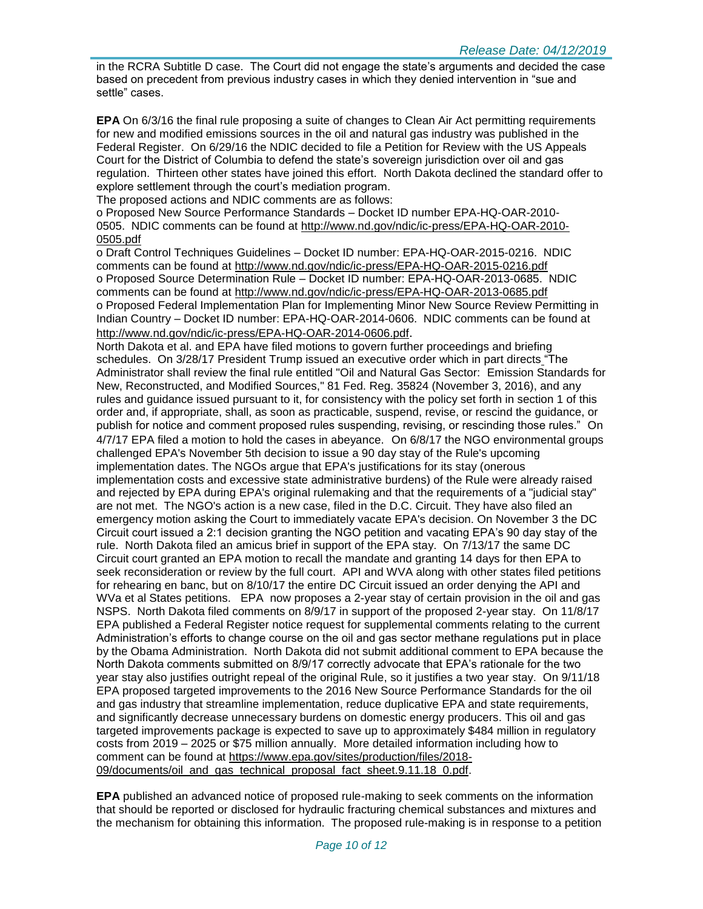in the RCRA Subtitle D case. The Court did not engage the state's arguments and decided the case based on precedent from previous industry cases in which they denied intervention in "sue and settle" cases.

**EPA** On 6/3/16 the final rule proposing a suite of changes to Clean Air Act permitting requirements for new and modified emissions sources in the oil and natural gas industry was published in the Federal Register. On 6/29/16 the NDIC decided to file a Petition for Review with the US Appeals Court for the District of Columbia to defend the state's sovereign jurisdiction over oil and gas regulation. Thirteen other states have joined this effort. North Dakota declined the standard offer to explore settlement through the court's mediation program.
The proposed actions and NDIC comments are as follows:
o Proposed New Source Performance Standards – Docket ID number EPA-HQ-OAR-2010-0505. NDIC comments can be found at http://www.nd.gov/ndic/ic-press/EPA-HQ-OAR-2010-0505.pdf
o Draft Control Techniques Guidelines – Docket ID number: EPA-HQ-OAR-2015-0216. NDIC comments can be found at http://www.nd.gov/ndic/ic-press/EPA-HQ-OAR-2015-0216.pdf
o Proposed Source Determination Rule – Docket ID number: EPA-HQ-OAR-2013-0685. NDIC comments can be found at http://www.nd.gov/ndic/ic-press/EPA-HQ-OAR-2013-0685.pdf
o Proposed Federal Implementation Plan for Implementing Minor New Source Review Permitting in Indian Country – Docket ID number: EPA-HQ-OAR-2014-0606. NDIC comments can be found at http://www.nd.gov/ndic/ic-press/EPA-HQ-OAR-2014-0606.pdf.
North Dakota et al. and EPA have filed motions to govern further proceedings and briefing schedules. On 3/28/17 President Trump issued an executive order which in part directs "The Administrator shall review the final rule entitled "Oil and Natural Gas Sector: Emission Standards for New, Reconstructed, and Modified Sources," 81 Fed. Reg. 35824 (November 3, 2016), and any rules and guidance issued pursuant to it, for consistency with the policy set forth in section 1 of this order and, if appropriate, shall, as soon as practicable, suspend, revise, or rescind the guidance, or publish for notice and comment proposed rules suspending, revising, or rescinding those rules." On 4/7/17 EPA filed a motion to hold the cases in abeyance. On 6/8/17 the NGO environmental groups challenged EPA's November 5th decision to issue a 90 day stay of the Rule's upcoming implementation dates. The NGOs argue that EPA's justifications for its stay (onerous implementation costs and excessive state administrative burdens) of the Rule were already raised and rejected by EPA during EPA's original rulemaking and that the requirements of a "judicial stay" are not met. The NGO's action is a new case, filed in the D.C. Circuit. They have also filed an emergency motion asking the Court to immediately vacate EPA's decision. On November 3 the DC Circuit court issued a 2:1 decision granting the NGO petition and vacating EPA's 90 day stay of the rule. North Dakota filed an amicus brief in support of the EPA stay. On 7/13/17 the same DC Circuit court granted an EPA motion to recall the mandate and granting 14 days for then EPA to seek reconsideration or review by the full court. API and WVA along with other states filed petitions for rehearing en banc, but on 8/10/17 the entire DC Circuit issued an order denying the API and WVa et al States petitions. EPA now proposes a 2-year stay of certain provision in the oil and gas NSPS. North Dakota filed comments on 8/9/17 in support of the proposed 2-year stay. On 11/8/17 EPA published a Federal Register notice request for supplemental comments relating to the current Administration's efforts to change course on the oil and gas sector methane regulations put in place by the Obama Administration. North Dakota did not submit additional comment to EPA because the North Dakota comments submitted on 8/9/17 correctly advocate that EPA's rationale for the two year stay also justifies outright repeal of the original Rule, so it justifies a two year stay. On 9/11/18 EPA proposed targeted improvements to the 2016 New Source Performance Standards for the oil and gas industry that streamline implementation, reduce duplicative EPA and state requirements, and significantly decrease unnecessary burdens on domestic energy producers. This oil and gas targeted improvements package is expected to save up to approximately $484 million in regulatory costs from 2019 – 2025 or $75 million annually. More detailed information including how to comment can be found at https://www.epa.gov/sites/production/files/2018-09/documents/oil_and_gas_technical_proposal_fact_sheet.9.11.18_0.pdf.

**EPA** published an advanced notice of proposed rule-making to seek comments on the information that should be reported or disclosed for hydraulic fracturing chemical substances and mixtures and the mechanism for obtaining this information. The proposed rule-making is in response to a petition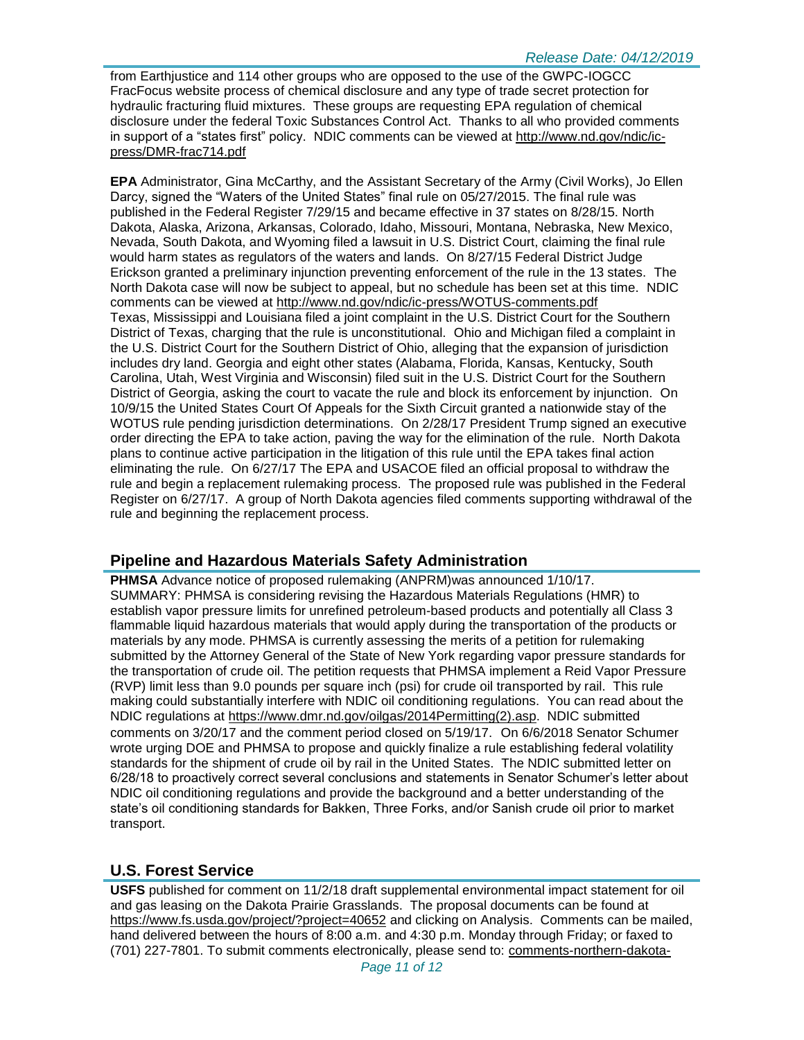from Earthjustice and 114 other groups who are opposed to the use of the GWPC-IOGCC FracFocus website process of chemical disclosure and any type of trade secret protection for hydraulic fracturing fluid mixtures. These groups are requesting EPA regulation of chemical disclosure under the federal Toxic Substances Control Act. Thanks to all who provided comments in support of a "states first" policy. NDIC comments can be viewed at http://www.nd.gov/ndic/ic-press/DMR-frac714.pdf

**EPA** Administrator, Gina McCarthy, and the Assistant Secretary of the Army (Civil Works), Jo Ellen Darcy, signed the "Waters of the United States" final rule on 05/27/2015. The final rule was published in the Federal Register 7/29/15 and became effective in 37 states on 8/28/15. North Dakota, Alaska, Arizona, Arkansas, Colorado, Idaho, Missouri, Montana, Nebraska, New Mexico, Nevada, South Dakota, and Wyoming filed a lawsuit in U.S. District Court, claiming the final rule would harm states as regulators of the waters and lands. On 8/27/15 Federal District Judge Erickson granted a preliminary injunction preventing enforcement of the rule in the 13 states. The North Dakota case will now be subject to appeal, but no schedule has been set at this time. NDIC comments can be viewed at http://www.nd.gov/ndic/ic-press/WOTUS-comments.pdf
Texas, Mississippi and Louisiana filed a joint complaint in the U.S. District Court for the Southern District of Texas, charging that the rule is unconstitutional. Ohio and Michigan filed a complaint in the U.S. District Court for the Southern District of Ohio, alleging that the expansion of jurisdiction includes dry land. Georgia and eight other states (Alabama, Florida, Kansas, Kentucky, South Carolina, Utah, West Virginia and Wisconsin) filed suit in the U.S. District Court for the Southern District of Georgia, asking the court to vacate the rule and block its enforcement by injunction. On 10/9/15 the United States Court Of Appeals for the Sixth Circuit granted a nationwide stay of the WOTUS rule pending jurisdiction determinations. On 2/28/17 President Trump signed an executive order directing the EPA to take action, paving the way for the elimination of the rule. North Dakota plans to continue active participation in the litigation of this rule until the EPA takes final action eliminating the rule. On 6/27/17 The EPA and USACOE filed an official proposal to withdraw the rule and begin a replacement rulemaking process. The proposed rule was published in the Federal Register on 6/27/17. A group of North Dakota agencies filed comments supporting withdrawal of the rule and beginning the replacement process.

## Pipeline and Hazardous Materials Safety Administration

**PHMSA** Advance notice of proposed rulemaking (ANPRM)was announced 1/10/17.
SUMMARY: PHMSA is considering revising the Hazardous Materials Regulations (HMR) to establish vapor pressure limits for unrefined petroleum-based products and potentially all Class 3 flammable liquid hazardous materials that would apply during the transportation of the products or materials by any mode. PHMSA is currently assessing the merits of a petition for rulemaking submitted by the Attorney General of the State of New York regarding vapor pressure standards for the transportation of crude oil. The petition requests that PHMSA implement a Reid Vapor Pressure (RVP) limit less than 9.0 pounds per square inch (psi) for crude oil transported by rail. This rule making could substantially interfere with NDIC oil conditioning regulations. You can read about the NDIC regulations at https://www.dmr.nd.gov/oilgas/2014Permitting(2).asp. NDIC submitted comments on 3/20/17 and the comment period closed on 5/19/17. On 6/6/2018 Senator Schumer wrote urging DOE and PHMSA to propose and quickly finalize a rule establishing federal volatility standards for the shipment of crude oil by rail in the United States. The NDIC submitted letter on 6/28/18 to proactively correct several conclusions and statements in Senator Schumer's letter about NDIC oil conditioning regulations and provide the background and a better understanding of the state's oil conditioning standards for Bakken, Three Forks, and/or Sanish crude oil prior to market transport.

## U.S. Forest Service

**USFS** published for comment on 11/2/18 draft supplemental environmental impact statement for oil and gas leasing on the Dakota Prairie Grasslands. The proposal documents can be found at https://www.fs.usda.gov/project/?project=40652 and clicking on Analysis. Comments can be mailed, hand delivered between the hours of 8:00 a.m. and 4:30 p.m. Monday through Friday; or faxed to (701) 227-7801. To submit comments electronically, please send to: comments-northern-dakota-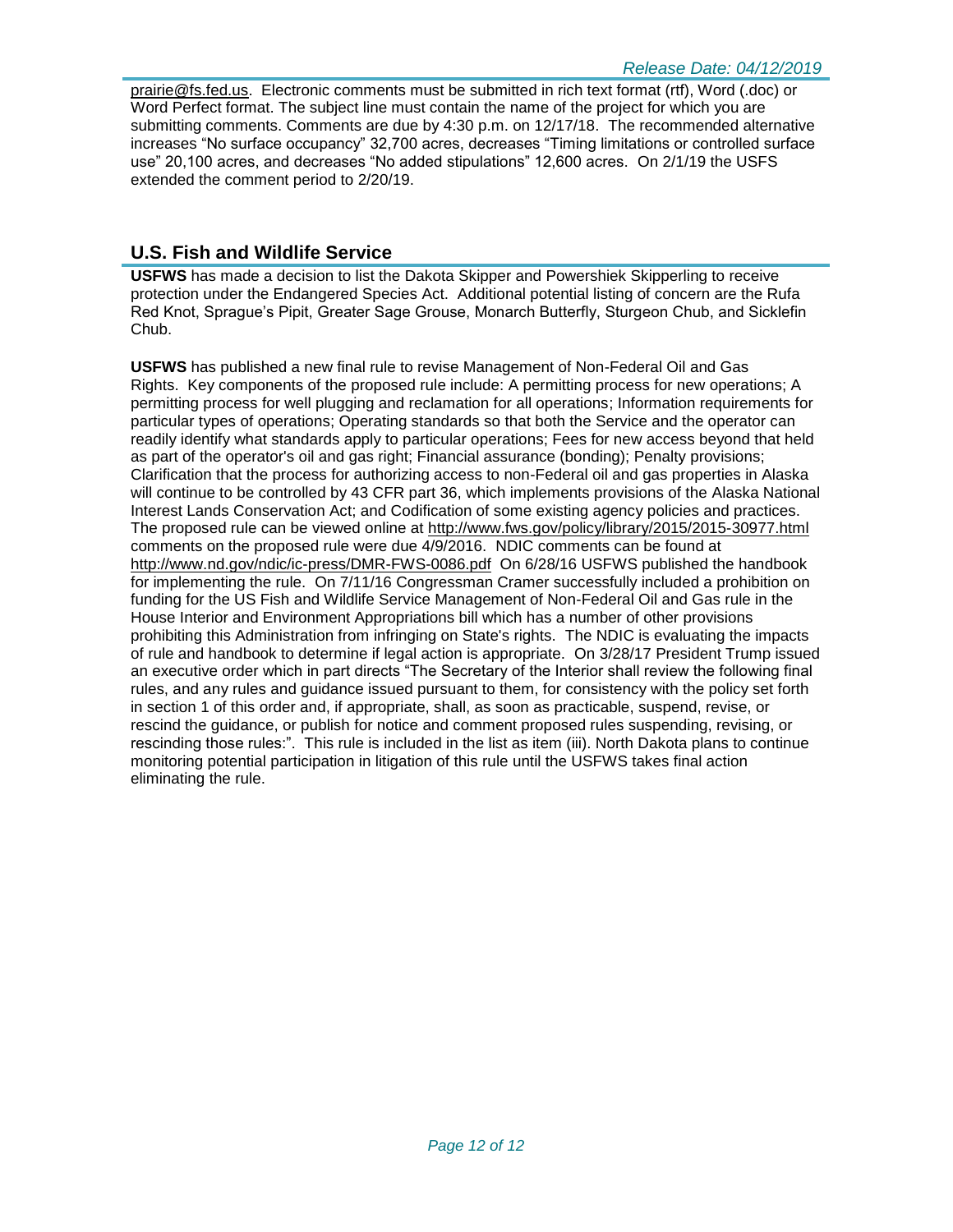prairie@fs.fed.us. Electronic comments must be submitted in rich text format (rtf), Word (.doc) or Word Perfect format. The subject line must contain the name of the project for which you are submitting comments. Comments are due by 4:30 p.m. on 12/17/18. The recommended alternative increases "No surface occupancy" 32,700 acres, decreases "Timing limitations or controlled surface use" 20,100 acres, and decreases "No added stipulations" 12,600 acres. On 2/1/19 the USFS extended the comment period to 2/20/19.

## U.S. Fish and Wildlife Service

**USFWS** has made a decision to list the Dakota Skipper and Powershiek Skipperling to receive protection under the Endangered Species Act. Additional potential listing of concern are the Rufa Red Knot, Sprague's Pipit, Greater Sage Grouse, Monarch Butterfly, Sturgeon Chub, and Sicklefin Chub.

**USFWS** has published a new final rule to revise Management of Non-Federal Oil and Gas Rights. Key components of the proposed rule include: A permitting process for new operations; A permitting process for well plugging and reclamation for all operations; Information requirements for particular types of operations; Operating standards so that both the Service and the operator can readily identify what standards apply to particular operations; Fees for new access beyond that held as part of the operator's oil and gas right; Financial assurance (bonding); Penalty provisions; Clarification that the process for authorizing access to non-Federal oil and gas properties in Alaska will continue to be controlled by 43 CFR part 36, which implements provisions of the Alaska National Interest Lands Conservation Act; and Codification of some existing agency policies and practices. The proposed rule can be viewed online at http://www.fws.gov/policy/library/2015/2015-30977.html comments on the proposed rule were due 4/9/2016. NDIC comments can be found at http://www.nd.gov/ndic/ic-press/DMR-FWS-0086.pdf On 6/28/16 USFWS published the handbook for implementing the rule. On 7/11/16 Congressman Cramer successfully included a prohibition on funding for the US Fish and Wildlife Service Management of Non-Federal Oil and Gas rule in the House Interior and Environment Appropriations bill which has a number of other provisions prohibiting this Administration from infringing on State's rights. The NDIC is evaluating the impacts of rule and handbook to determine if legal action is appropriate. On 3/28/17 President Trump issued an executive order which in part directs "The Secretary of the Interior shall review the following final rules, and any rules and guidance issued pursuant to them, for consistency with the policy set forth in section 1 of this order and, if appropriate, shall, as soon as practicable, suspend, revise, or rescind the guidance, or publish for notice and comment proposed rules suspending, revising, or rescinding those rules:". This rule is included in the list as item (iii). North Dakota plans to continue monitoring potential participation in litigation of this rule until the USFWS takes final action eliminating the rule.